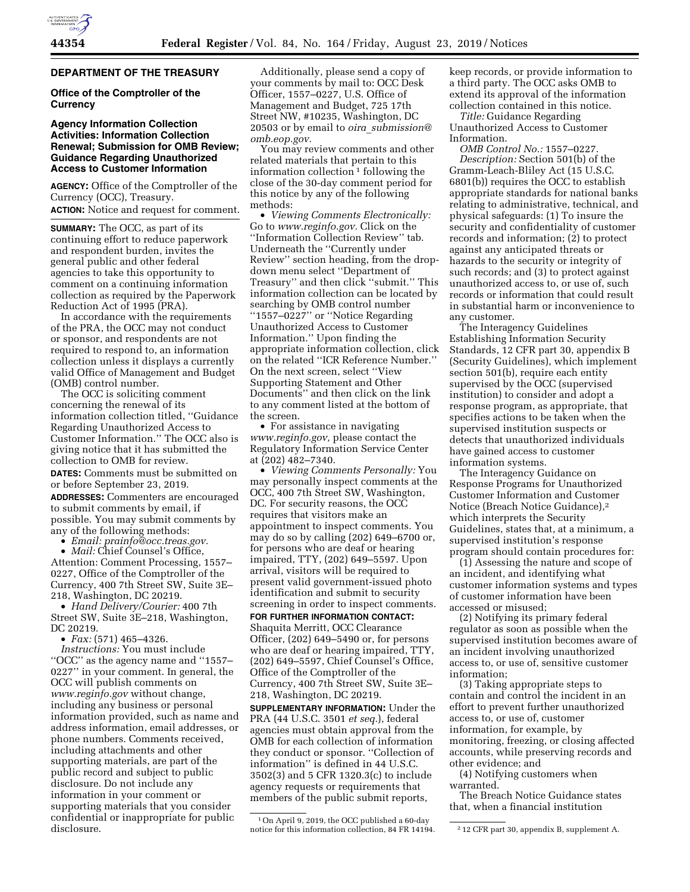## DEPARTMENT OF THE TREASURY

### Office of the Comptroller of the Currency

### Agency Information Collection Activities: Information Collection Renewal; Submission for OMB Review; Guidance Regarding Unauthorized Access to Customer Information

**AGENCY:** Office of the Comptroller of the Currency (OCC), Treasury.

**ACTION:** Notice and request for comment.

**SUMMARY:** The OCC, as part of its continuing effort to reduce paperwork and respondent burden, invites the general public and other federal agencies to take this opportunity to comment on a continuing information collection as required by the Paperwork Reduction Act of 1995 (PRA).

In accordance with the requirements of the PRA, the OCC may not conduct or sponsor, and respondents are not required to respond to, an information collection unless it displays a currently valid Office of Management and Budget (OMB) control number.

The OCC is soliciting comment concerning the renewal of its information collection titled, ''Guidance Regarding Unauthorized Access to Customer Information.'' The OCC also is giving notice that it has submitted the collection to OMB for review.

**DATES:** Comments must be submitted on or before September 23, 2019.

**ADDRESSES:** Commenters are encouraged to submit comments by email, if possible. You may submit comments by any of the following methods:

- *Email: prainfo@occ.treas.gov.*
- *Mail:* Chief Counsel's Office, Attention: Comment Processing, 1557–0227, Office of the Comptroller of the Currency, 400 7th Street SW, Suite 3E–218, Washington, DC 20219.
- *Hand Delivery/Courier:* 400 7th Street SW, Suite 3E–218, Washington, DC 20219.
- *Fax:* (571) 465–4326.

*Instructions:* You must include ''OCC'' as the agency name and ''1557–0227'' in your comment. In general, the OCC will publish comments on *www.reginfo.gov* without change, including any business or personal information provided, such as name and address information, email addresses, or phone numbers. Comments received, including attachments and other supporting materials, are part of the public record and subject to public disclosure. Do not include any information in your comment or supporting materials that you consider confidential or inappropriate for public disclosure.

Additionally, please send a copy of your comments by mail to: OCC Desk Officer, 1557–0227, U.S. Office of Management and Budget, 725 17th Street NW, #10235, Washington, DC 20503 or by email to *oira_submission@omb.eop.gov.*

You may review comments and other related materials that pertain to this information collection[1] following the close of the 30-day comment period for this notice by any of the following methods:

- *Viewing Comments Electronically:* Go to *www.reginfo.gov.* Click on the ''Information Collection Review'' tab. Underneath the ''Currently under Review'' section heading, from the drop-down menu select ''Department of Treasury'' and then click ''submit.'' This information collection can be located by searching by OMB control number ''1557–0227'' or ''Notice Regarding Unauthorized Access to Customer Information.'' Upon finding the appropriate information collection, click on the related ''ICR Reference Number.'' On the next screen, select ''View Supporting Statement and Other Documents'' and then click on the link to any comment listed at the bottom of the screen.
- For assistance in navigating *www.reginfo.gov,* please contact the Regulatory Information Service Center at (202) 482–7340.
- *Viewing Comments Personally:* You may personally inspect comments at the OCC, 400 7th Street SW, Washington, DC. For security reasons, the OCC requires that visitors make an appointment to inspect comments. You may do so by calling (202) 649–6700 or, for persons who are deaf or hearing impaired, TTY, (202) 649–5597. Upon arrival, visitors will be required to present valid government-issued photo identification and submit to security screening in order to inspect comments.

**FOR FURTHER INFORMATION CONTACT:** Shaquita Merritt, OCC Clearance Officer, (202) 649–5490 or, for persons who are deaf or hearing impaired, TTY, (202) 649–5597, Chief Counsel's Office, Office of the Comptroller of the Currency, 400 7th Street SW, Suite 3E–218, Washington, DC 20219.

**SUPPLEMENTARY INFORMATION:** Under the PRA (44 U.S.C. 3501 *et seq.*), federal agencies must obtain approval from the OMB for each collection of information they conduct or sponsor. ''Collection of information'' is defined in 44 U.S.C. 3502(3) and 5 CFR 1320.3(c) to include agency requests or requirements that members of the public submit reports, keep records, or provide information to a third party. The OCC asks OMB to extend its approval of the information collection contained in this notice.

*Title:* Guidance Regarding Unauthorized Access to Customer Information.

*OMB Control No.:* 1557–0227.

*Description:* Section 501(b) of the Gramm-Leach-Bliley Act (15 U.S.C. 6801(b)) requires the OCC to establish appropriate standards for national banks relating to administrative, technical, and physical safeguards: (1) To insure the security and confidentiality of customer records and information; (2) to protect against any anticipated threats or hazards to the security or integrity of such records; and (3) to protect against unauthorized access to, or use of, such records or information that could result in substantial harm or inconvenience to any customer.

The Interagency Guidelines Establishing Information Security Standards, 12 CFR part 30, appendix B (Security Guidelines), which implement section 501(b), require each entity supervised by the OCC (supervised institution) to consider and adopt a response program, as appropriate, that specifies actions to be taken when the supervised institution suspects or detects that unauthorized individuals have gained access to customer information systems.

The Interagency Guidance on Response Programs for Unauthorized Customer Information and Customer Notice (Breach Notice Guidance),[2] which interprets the Security Guidelines, states that, at a minimum, a supervised institution's response program should contain procedures for:

(1) Assessing the nature and scope of an incident, and identifying what customer information systems and types of customer information have been accessed or misused;

(2) Notifying its primary federal regulator as soon as possible when the supervised institution becomes aware of an incident involving unauthorized access to, or use of, sensitive customer information;

(3) Taking appropriate steps to contain and control the incident in an effort to prevent further unauthorized access to, or use of, customer information, for example, by monitoring, freezing, or closing affected accounts, while preserving records and other evidence; and

(4) Notifying customers when warranted.

The Breach Notice Guidance states that, when a financial institution

---

[1] On April 9, 2019, the OCC published a 60-day notice for this information collection, 84 FR 14194.

[2] 12 CFR part 30, appendix B, supplement A.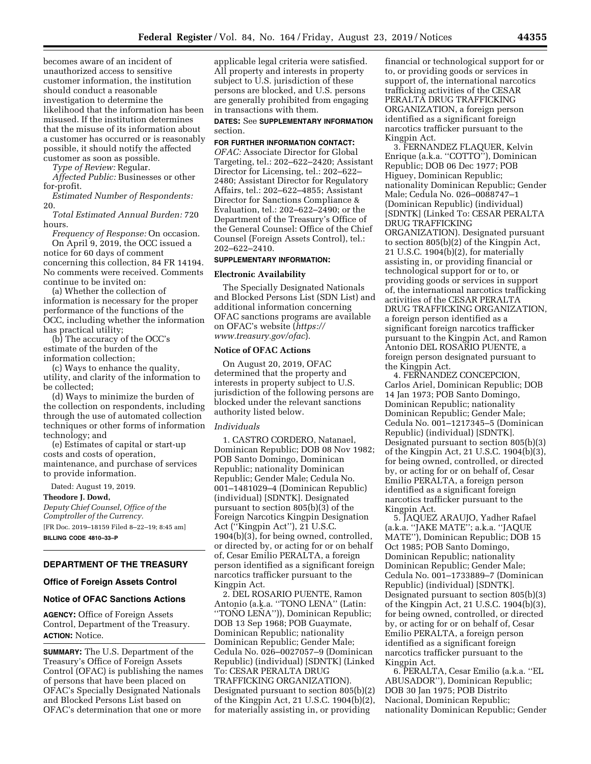becomes aware of an incident of unauthorized access to sensitive customer information, the institution should conduct a reasonable investigation to determine the likelihood that the information has been misused. If the institution determines that the misuse of its information about a customer has occurred or is reasonably possible, it should notify the affected customer as soon as possible.

*Type of Review:* Regular.

*Affected Public:* Businesses or other for-profit.

*Estimated Number of Respondents:* 20.

*Total Estimated Annual Burden:* 720 hours.

*Frequency of Response:* On occasion.

On April 9, 2019, the OCC issued a notice for 60 days of comment concerning this collection, 84 FR 14194. No comments were received. Comments continue to be invited on:

(a) Whether the collection of information is necessary for the proper performance of the functions of the OCC, including whether the information has practical utility;

(b) The accuracy of the OCC's estimate of the burden of the information collection;

(c) Ways to enhance the quality, utility, and clarity of the information to be collected;

(d) Ways to minimize the burden of the collection on respondents, including through the use of automated collection techniques or other forms of information technology; and

(e) Estimates of capital or start-up costs and costs of operation, maintenance, and purchase of services to provide information.

Dated: August 19, 2019.

**Theodore J. Dowd,**

*Deputy Chief Counsel, Office of the Comptroller of the Currency.*

[FR Doc. 2019–18159 Filed 8–22–19; 8:45 am]

**BILLING CODE 4810–33–P**

## DEPARTMENT OF THE TREASURY

### Office of Foreign Assets Control

### Notice of OFAC Sanctions Actions

**AGENCY:** Office of Foreign Assets Control, Department of the Treasury.

**ACTION:** Notice.

**SUMMARY:** The U.S. Department of the Treasury's Office of Foreign Assets Control (OFAC) is publishing the names of persons that have been placed on OFAC's Specially Designated Nationals and Blocked Persons List based on OFAC's determination that one or more applicable legal criteria were satisfied. All property and interests in property subject to U.S. jurisdiction of these persons are blocked, and U.S. persons are generally prohibited from engaging in transactions with them.

**DATES:** See **SUPPLEMENTARY INFORMATION** section.

**FOR FURTHER INFORMATION CONTACT:** *OFAC:* Associate Director for Global Targeting, tel.: 202–622–2420; Assistant Director for Licensing, tel.: 202–622–2480; Assistant Director for Regulatory Affairs, tel.: 202–622–4855; Assistant Director for Sanctions Compliance & Evaluation, tel.: 202–622–2490; or the Department of the Treasury's Office of the General Counsel: Office of the Chief Counsel (Foreign Assets Control), tel.: 202–622–2410.

**SUPPLEMENTARY INFORMATION:**

**Electronic Availability**

The Specially Designated Nationals and Blocked Persons List (SDN List) and additional information concerning OFAC sanctions programs are available on OFAC's website (*https://www.treasury.gov/ofac*).

**Notice of OFAC Actions**

On August 20, 2019, OFAC determined that the property and interests in property subject to U.S. jurisdiction of the following persons are blocked under the relevant sanctions authority listed below.

*Individuals*

1. CASTRO CORDERO, Natanael, Dominican Republic; DOB 08 Nov 1982; POB Santo Domingo, Dominican Republic; nationality Dominican Republic; Gender Male; Cedula No. 001–1481029–4 (Dominican Republic) (individual) [SDNTK]. Designated pursuant to section 805(b)(3) of the Foreign Narcotics Kingpin Designation Act (''Kingpin Act''), 21 U.S.C. 1904(b)(3), for being owned, controlled, or directed by, or acting for or on behalf of, Cesar Emilio PERALTA, a foreign person identified as a significant foreign narcotics trafficker pursuant to the Kingpin Act.

2. DEL ROSARIO PUENTE, Ramon Antonio (a.k.a. ''TONO LENA'' (Latin: ''TOÑO LEÑA'')), Dominican Republic; DOB 13 Sep 1968; POB Guaymate, Dominican Republic; nationality Dominican Republic; Gender Male; Cedula No. 026–0027057–9 (Dominican Republic) (individual) [SDNTK] (Linked To: CESAR PERALTA DRUG TRAFFICKING ORGANIZATION). Designated pursuant to section 805(b)(2) of the Kingpin Act, 21 U.S.C. 1904(b)(2), for materially assisting in, or providing financial or technological support for or to, or providing goods or services in support of, the international narcotics trafficking activities of the CESAR PERALTA DRUG TRAFFICKING ORGANIZATION, a foreign person identified as a significant foreign narcotics trafficker pursuant to the Kingpin Act.

3. FERNANDEZ FLAQUER, Kelvin Enrique (a.k.a. ''COTTO''), Dominican Republic; DOB 06 Dec 1977; POB Higuey, Dominican Republic; nationality Dominican Republic; Gender Male; Cedula No. 026–0088747–1 (Dominican Republic) (individual) [SDNTK] (Linked To: CESAR PERALTA DRUG TRAFFICKING ORGANIZATION). Designated pursuant to section 805(b)(2) of the Kingpin Act, 21 U.S.C. 1904(b)(2), for materially assisting in, or providing financial or technological support for or to, or providing goods or services in support of, the international narcotics trafficking activities of the CESAR PERALTA DRUG TRAFFICKING ORGANIZATION, a foreign person identified as a significant foreign narcotics trafficker pursuant to the Kingpin Act, and Ramon Antonio DEL ROSARIO PUENTE, a foreign person designated pursuant to the Kingpin Act.

4. FERNANDEZ CONCEPCION, Carlos Ariel, Dominican Republic; DOB 14 Jan 1973; POB Santo Domingo, Dominican Republic; nationality Dominican Republic; Gender Male; Cedula No. 001–1217345–5 (Dominican Republic) (individual) [SDNTK]. Designated pursuant to section 805(b)(3) of the Kingpin Act, 21 U.S.C. 1904(b)(3), for being owned, controlled, or directed by, or acting for or on behalf of, Cesar Emilio PERALTA, a foreign person identified as a significant foreign narcotics trafficker pursuant to the Kingpin Act.

5. JAQUEZ ARAUJO, Yadher Rafael (a.k.a. ''JAKE MATE''; a.k.a. ''JAQUE MATE''), Dominican Republic; DOB 15 Oct 1985; POB Santo Domingo, Dominican Republic; nationality Dominican Republic; Gender Male; Cedula No. 001–1733889–7 (Dominican Republic) (individual) [SDNTK]. Designated pursuant to section 805(b)(3) of the Kingpin Act, 21 U.S.C. 1904(b)(3), for being owned, controlled, or directed by, or acting for or on behalf of, Cesar Emilio PERALTA, a foreign person identified as a significant foreign narcotics trafficker pursuant to the Kingpin Act.

6. PERALTA, Cesar Emilio (a.k.a. ''EL ABUSADOR''), Dominican Republic; DOB 30 Jan 1975; POB Distrito Nacional, Dominican Republic; nationality Dominican Republic; Gender